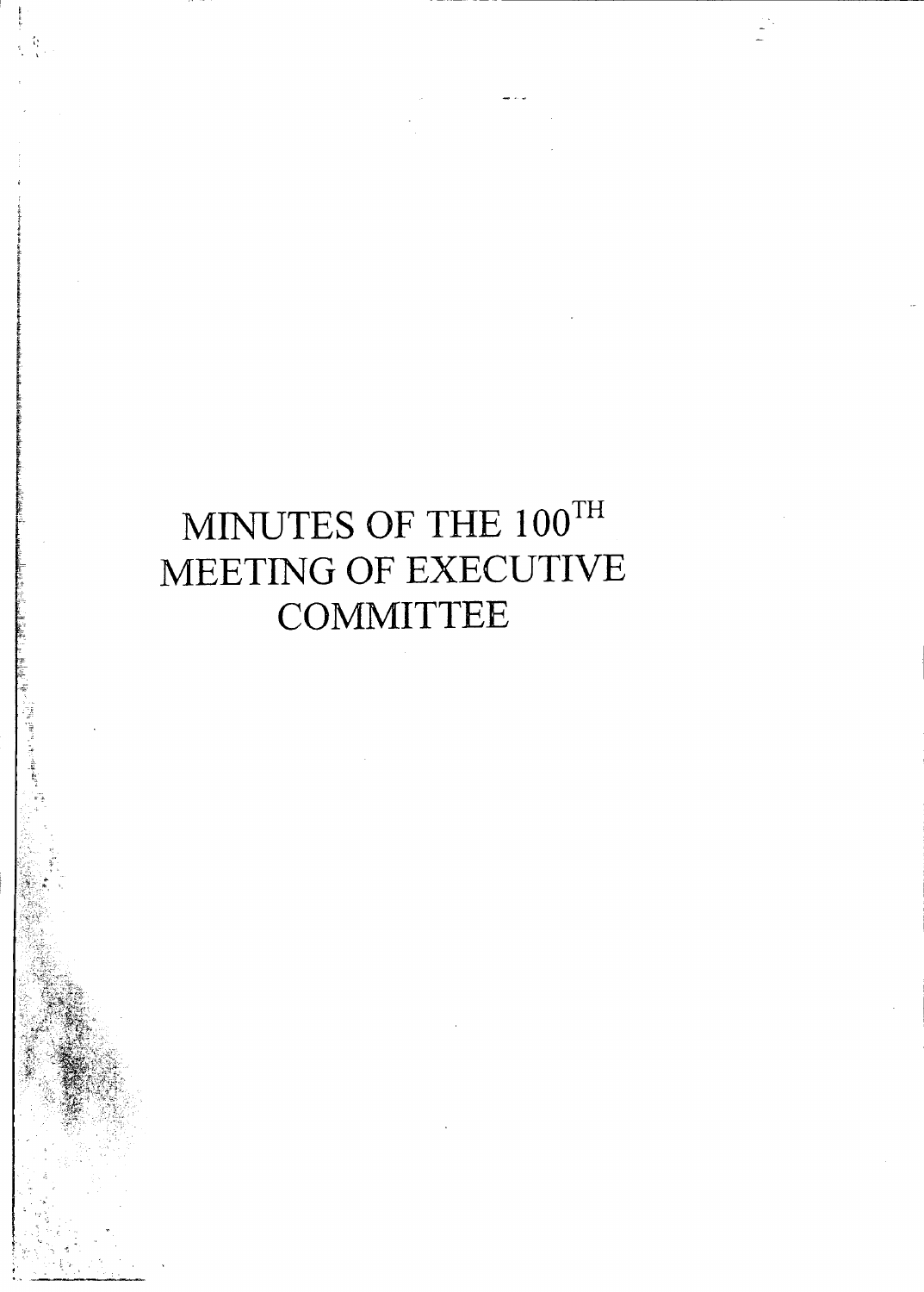# MINUTES OF THE $100^{TH}$ MEETING OF EXECUTIVE COMMITTEE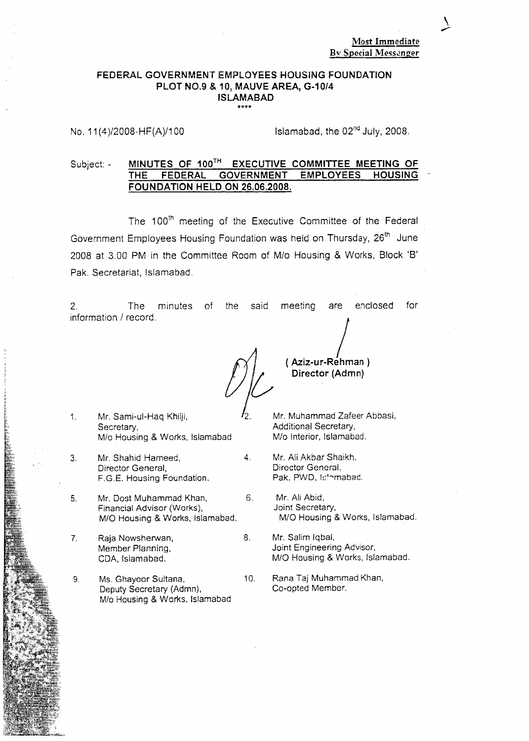**Most Immediate**
**By Special Messenger**

**FEDERAL GOVERNMENT EMPLOYEES HOUSING FOUNDATION**
**PLOT NO.9 & 10, MAUVE AREA, G-10/4**
**ISLAMABAD**

****

No. 11(4)/2008-HF(A)/100 Islamabad, the 02nd July, 2008.

Subject: - **MINUTES OF 100TH EXECUTIVE COMMITTEE MEETING OF THE FEDERAL GOVERNMENT EMPLOYEES HOUSING FOUNDATION HELD ON 26.06.2008.**

The 100th meeting of the Executive Committee of the Federal Government Employees Housing Foundation was held on Thursday, 26th June 2008 at 3.00 PM in the Committee Room of M/o Housing & Works, Block 'B' Pak. Secretariat, Islamabad.

2. The minutes of the said meeting are enclosed for information / record.

**( Aziz-ur-Rehman )**
**Director (Admn)**

1. Mr. Sami-ul-Haq Khilji,
   Secretary,
   M/o Housing & Works, Islamabad
2. Mr. Muhammad Zafeer Abbasi,
   Additional Secretary,
   M/o Interior, Islamabad.
3. Mr. Shahid Hameed,
   Director General,
   F.G.E. Housing Foundation.
4. Mr. Ali Akbar Shaikh,
   Director General,
   Pak. PWD, Islamabad.
5. Mr. Dost Muhammad Khan,
   Financial Advisor (Works),
   M/O Housing & Works, Islamabad.
6. Mr. Ali Abid,
   Joint Secretary,
   M/O Housing & Works, Islamabad.
7. Raja Nowsherwan,
   Member Planning,
   CDA, Islamabad.
8. Mr. Salim Iqbal,
   Joint Engineering Advisor,
   M/O Housing & Works, Islamabad.
9. Ms. Ghayoor Sultana,
   Deputy Secretary (Admn),
   M/o Housing & Works, Islamabad
10. Rana Taj Muhammad Khan,
    Co-opted Member.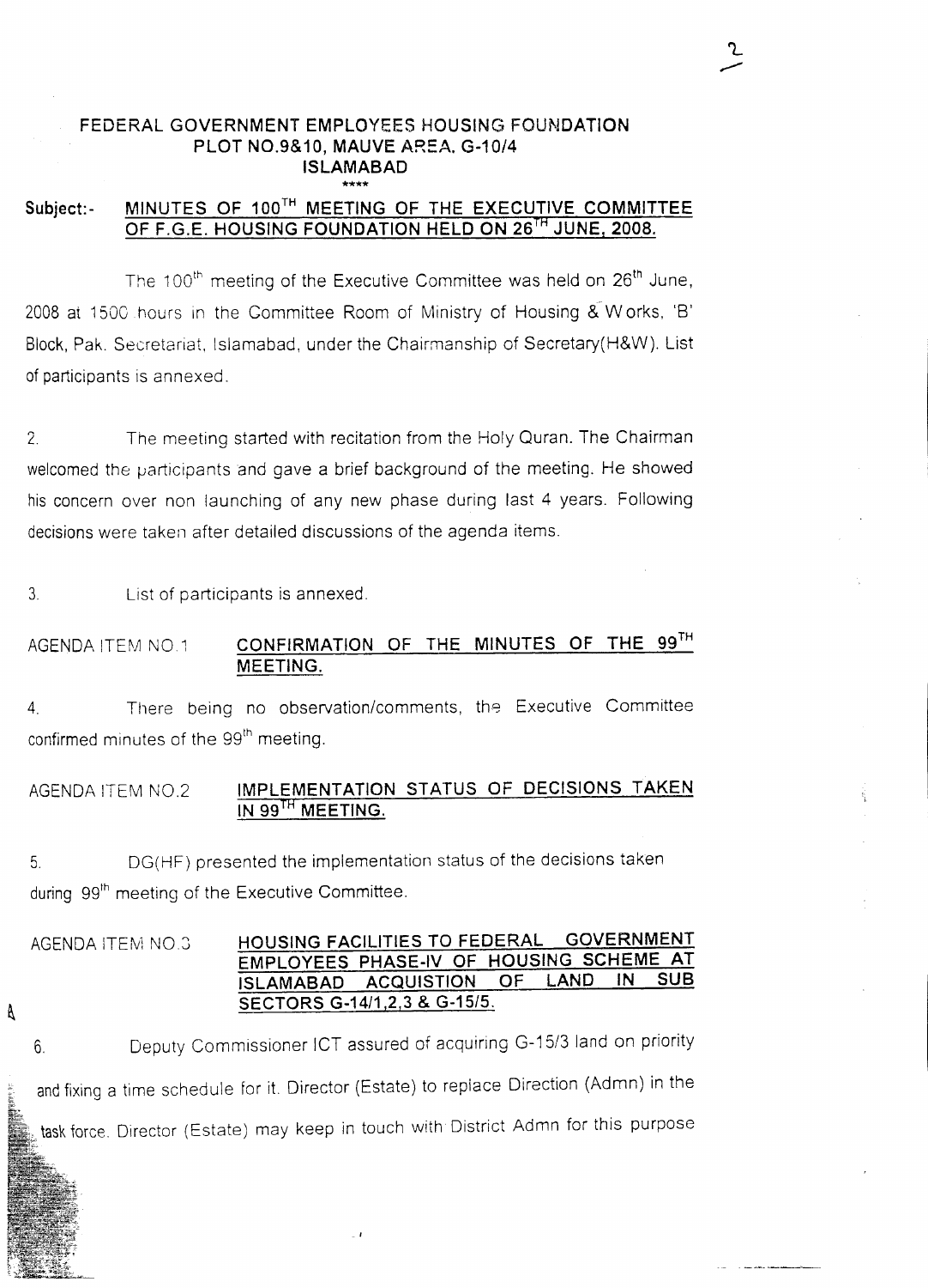# FEDERAL GOVERNMENT EMPLOYEES HOUSING FOUNDATION
## PLOT NO.9&10, MAUVE AREA, G-10/4
## ISLAMABAD

\*\*\*\*

**Subject:- MINUTES OF 100TH MEETING OF THE EXECUTIVE COMMITTEE OF F.G.E. HOUSING FOUNDATION HELD ON 26TH JUNE, 2008.**

The 100th meeting of the Executive Committee was held on 26th June, 2008 at 1500 hours in the Committee Room of Ministry of Housing & Works, 'B' Block, Pak. Secretariat, Islamabad, under the Chairmanship of Secretary(H&W). List of participants is annexed.

2. The meeting started with recitation from the Holy Quran. The Chairman welcomed the participants and gave a brief background of the meeting. He showed his concern over non launching of any new phase during last 4 years. Following decisions were taken after detailed discussions of the agenda items.

3. List of participants is annexed.

AGENDA ITEM NO.1 **CONFIRMATION OF THE MINUTES OF THE 99TH MEETING.**

4. There being no observation/comments, the Executive Committee confirmed minutes of the 99th meeting.

AGENDA ITEM NO.2 **IMPLEMENTATION STATUS OF DECISIONS TAKEN IN 99TH MEETING.**

5. DG(HF) presented the implementation status of the decisions taken during 99th meeting of the Executive Committee.

AGENDA ITEM NO.3 **HOUSING FACILITIES TO FEDERAL GOVERNMENT EMPLOYEES PHASE-IV OF HOUSING SCHEME AT ISLAMABAD ACQUISTION OF LAND IN SUB SECTORS G-14/1,2,3 & G-15/5.**

6. Deputy Commissioner ICT assured of acquiring G-15/3 land on priority and fixing a time schedule for it. Director (Estate) to replace Direction (Admn) in the task force. Director (Estate) may keep in touch with District Admn for this purpose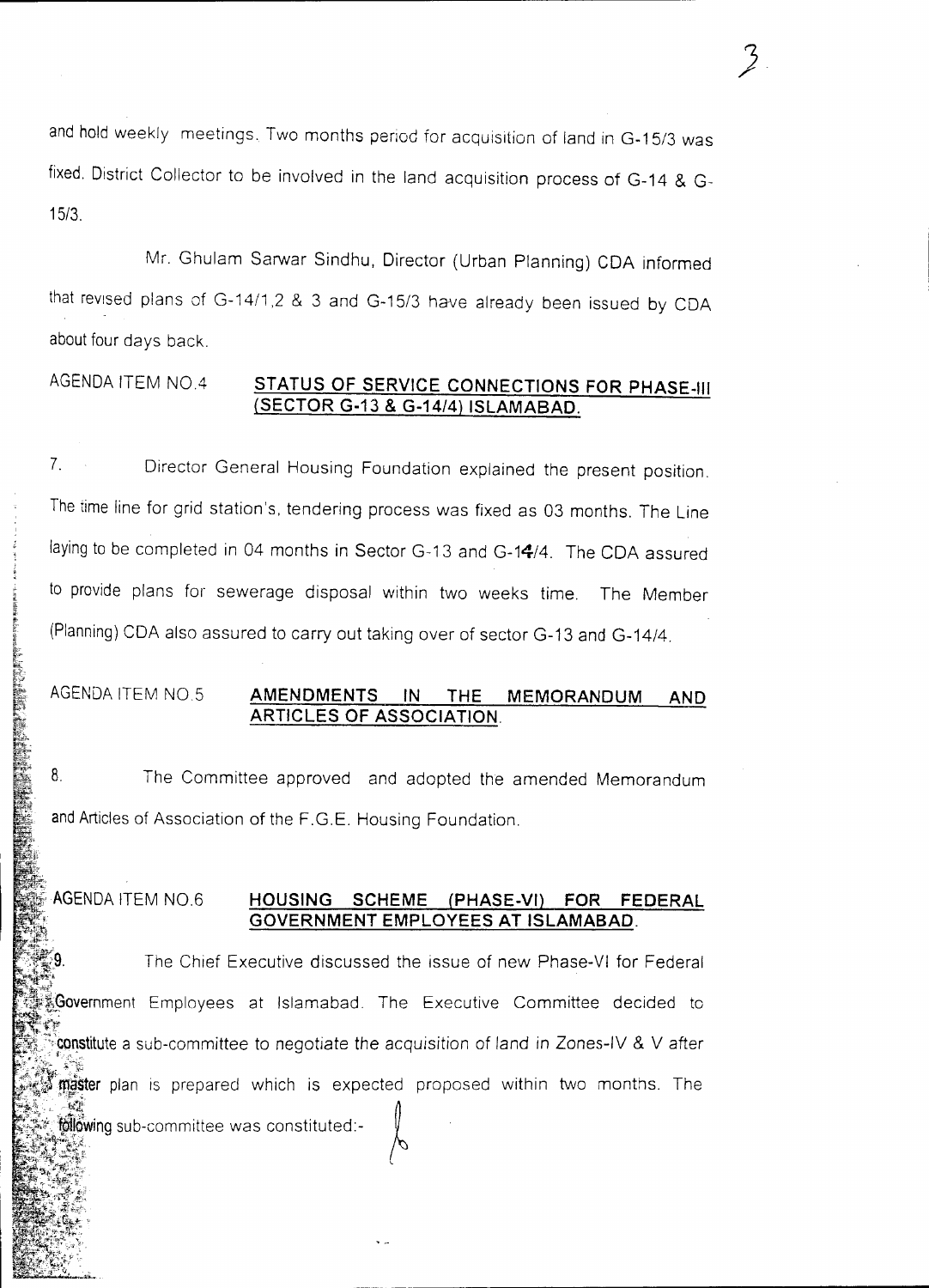and hold weekly meetings. Two months period for acquisition of land in G-15/3 was fixed. District Collector to be involved in the land acquisition process of G-14 & G-15/3.

Mr. Ghulam Sarwar Sindhu, Director (Urban Planning) CDA informed that revised plans of G-14/1,2 & 3 and G-15/3 have already been issued by CDA about four days back.

AGENDA ITEM NO.4 **STATUS OF SERVICE CONNECTIONS FOR PHASE-III (SECTOR G-13 & G-14/4) ISLAMABAD.**

7. Director General Housing Foundation explained the present position. The time line for grid station's, tendering process was fixed as 03 months. The Line laying to be completed in 04 months in Sector G-13 and G-14/4. The CDA assured to provide plans for sewerage disposal within two weeks time. The Member (Planning) CDA also assured to carry out taking over of sector G-13 and G-14/4.

AGENDA ITEM NO.5 **AMENDMENTS IN THE MEMORANDUM AND ARTICLES OF ASSOCIATION.**

8. The Committee approved and adopted the amended Memorandum and Articles of Association of the F.G.E. Housing Foundation.

AGENDA ITEM NO.6 **HOUSING SCHEME (PHASE-VI) FOR FEDERAL GOVERNMENT EMPLOYEES AT ISLAMABAD.**

9. The Chief Executive discussed the issue of new Phase-VI for Federal Government Employees at Islamabad. The Executive Committee decided to constitute a sub-committee to negotiate the acquisition of land in Zones-IV & V after master plan is prepared which is expected proposed within two months. The following sub-committee was constituted:-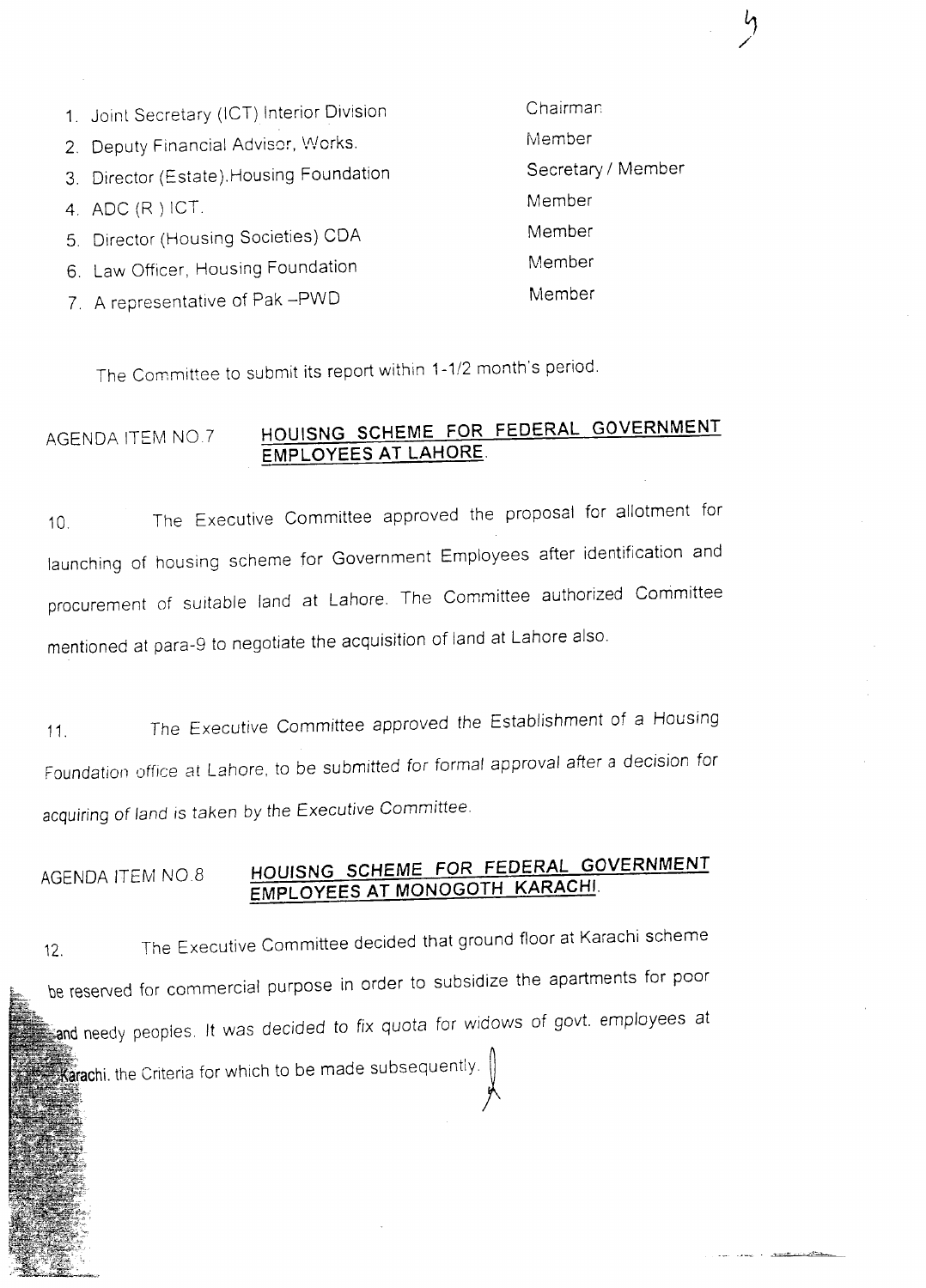1. Joint Secretary (ICT) Interior Division — Chairman
2. Deputy Financial Advisor, Works. — Member
3. Director (Estate).Housing Foundation — Secretary / Member
4. ADC (R ) ICT. — Member
5. Director (Housing Societies) CDA — Member
6. Law Officer, Housing Foundation — Member
7. A representative of Pak –PWD — Member

The Committee to submit its report within 1-1/2 month's period.

AGENDA ITEM NO.7 **<u>HOUISNG SCHEME FOR FEDERAL GOVERNMENT EMPLOYEES AT LAHORE</u>**.

10. The Executive Committee approved the proposal for allotment for launching of housing scheme for Government Employees after identification and procurement of suitable land at Lahore. The Committee authorized Committee mentioned at para-9 to negotiate the acquisition of land at Lahore also.

11. *The Executive Committee approved the Establishment of a Housing Foundation office at Lahore, to be submitted for formal approval after a decision for acquiring of land is taken by the Executive Committee.*

AGENDA ITEM NO.8 **<u>HOUISNG SCHEME FOR FEDERAL GOVERNMENT EMPLOYEES AT MONOGOTH KARACHI</u>**.

12. The Executive Committee decided that ground floor at Karachi scheme be reserved for commercial purpose in order to subsidize the apartments for poor and needy peoples. It was decided to fix quota for widows of govt. employees at Karachi. the Criteria for which to be made subsequently.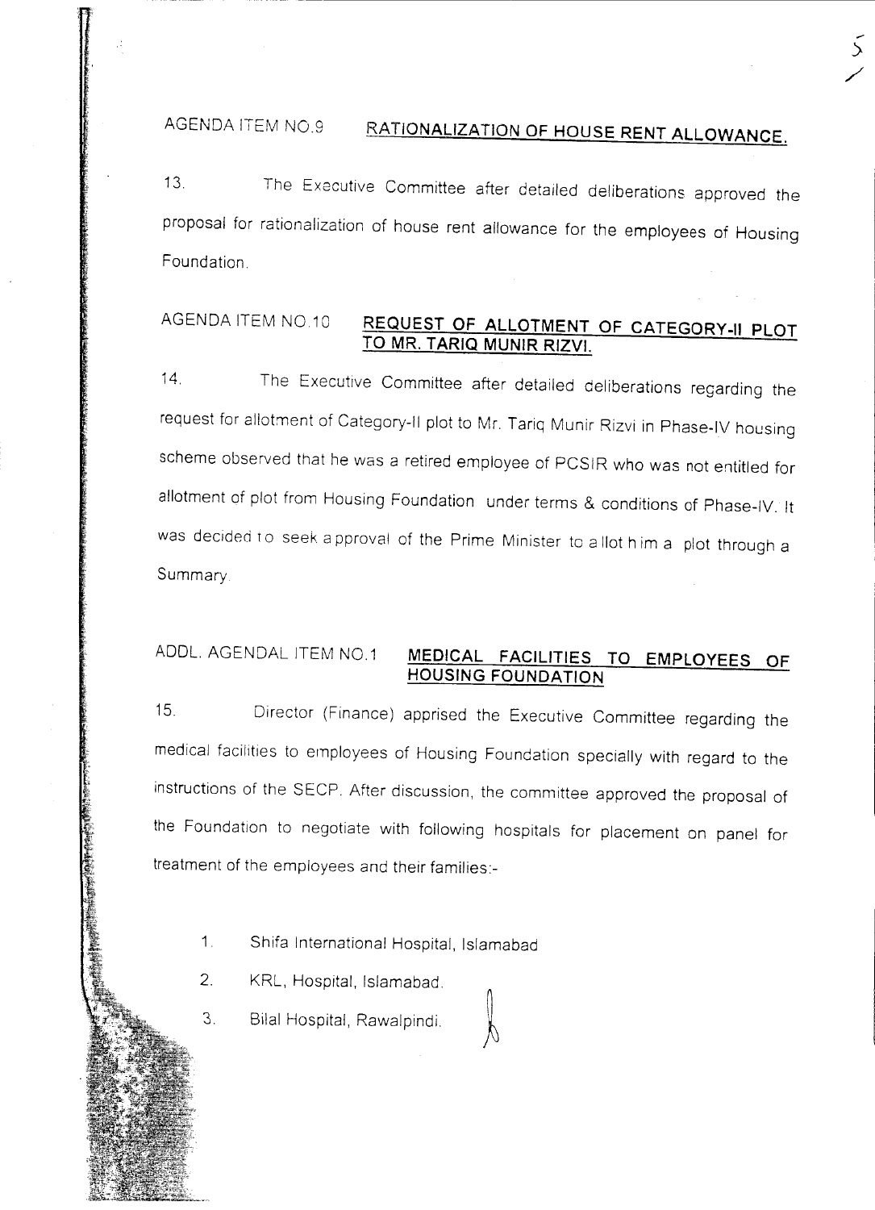AGENDA ITEM NO.9 **RATIONALIZATION OF HOUSE RENT ALLOWANCE.**

13. The Executive Committee after detailed deliberations approved the proposal for rationalization of house rent allowance for the employees of Housing Foundation.

AGENDA ITEM NO.10 **REQUEST OF ALLOTMENT OF CATEGORY-II PLOT TO MR. TARIQ MUNIR RIZVI.**

14. The Executive Committee after detailed deliberations regarding the request for allotment of Category-II plot to Mr. Tariq Munir Rizvi in Phase-IV housing scheme observed that he was a retired employee of PCSIR who was not entitled for allotment of plot from Housing Foundation under terms & conditions of Phase-IV. It was decided to seek approval of the Prime Minister to allot him a plot through a Summary.

ADDL. AGENDAL ITEM NO.1 **MEDICAL FACILITIES TO EMPLOYEES OF HOUSING FOUNDATION**

15. Director (Finance) apprised the Executive Committee regarding the medical facilities to employees of Housing Foundation specially with regard to the instructions of the SECP. After discussion, the committee approved the proposal of the Foundation to negotiate with following hospitals for placement on panel for treatment of the employees and their families:-

1. Shifa International Hospital, Islamabad
2. KRL, Hospital, Islamabad.
3. Bilal Hospital, Rawalpindi.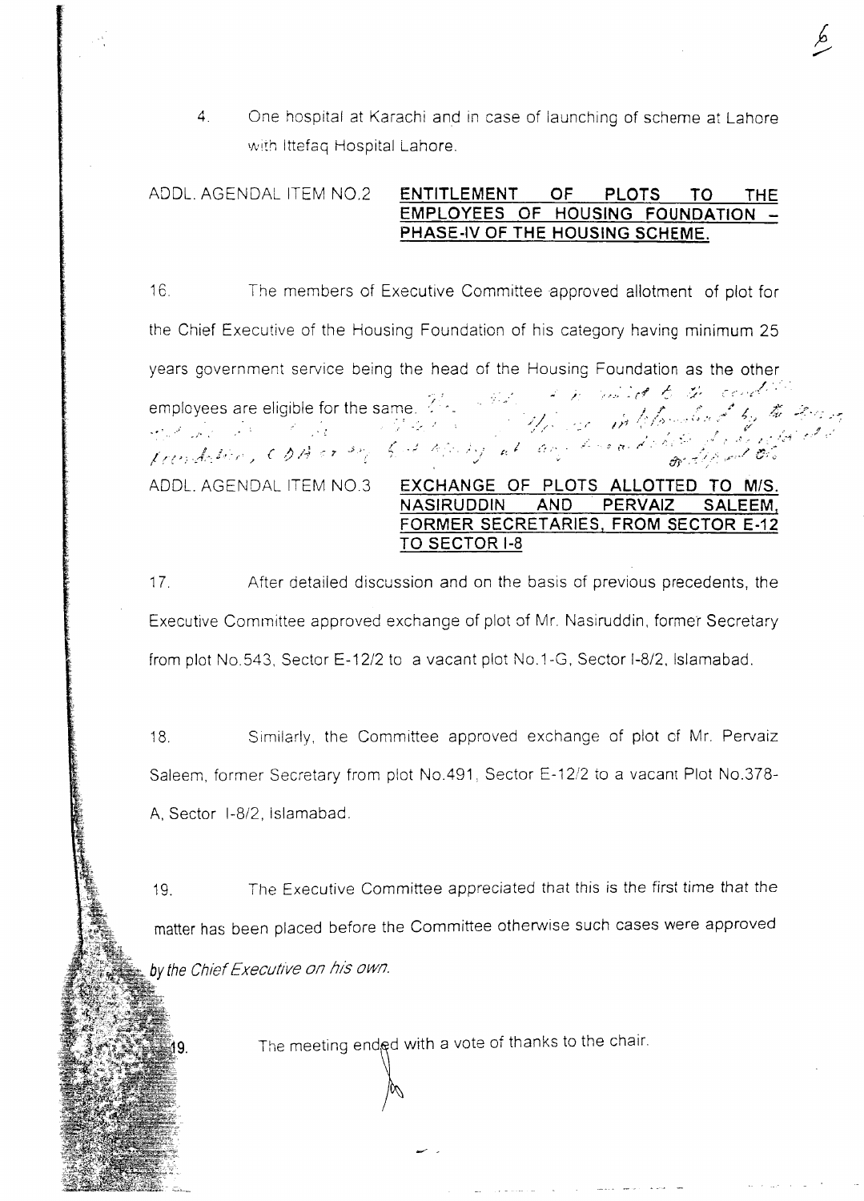4. One hospital at Karachi and in case of launching of scheme at Lahore with Ittefaq Hospital Lahore.

ADDL. AGENDAL ITEM NO.2 **ENTITLEMENT OF PLOTS TO THE EMPLOYEES OF HOUSING FOUNDATION – PHASE-IV OF THE HOUSING SCHEME.**

16. The members of Executive Committee approved allotment of plot for the Chief Executive of the Housing Foundation of his category having minimum 25 years government service being the head of the Housing Foundation as the other employees are eligible for the same.

ADDL. AGENDAL ITEM NO.3 **EXCHANGE OF PLOTS ALLOTTED TO M/S. NASIRUDDIN AND PERVAIZ SALEEM, FORMER SECRETARIES, FROM SECTOR E-12 TO SECTOR I-8**

17. After detailed discussion and on the basis of previous precedents, the Executive Committee approved exchange of plot of Mr. Nasiruddin, former Secretary from plot No.543, Sector E-12/2 to a vacant plot No.1-G, Sector I-8/2, Islamabad.

18. Similarly, the Committee approved exchange of plot of Mr. Pervaiz Saleem, former Secretary from plot No.491, Sector E-12/2 to a vacant Plot No.378-A, Sector I-8/2, Islamabad.

19. The Executive Committee appreciated that this is the first time that the matter has been placed before the Committee otherwise such cases were approved *by the Chief Executive on his own.*

19. The meeting ended with a vote of thanks to the chair.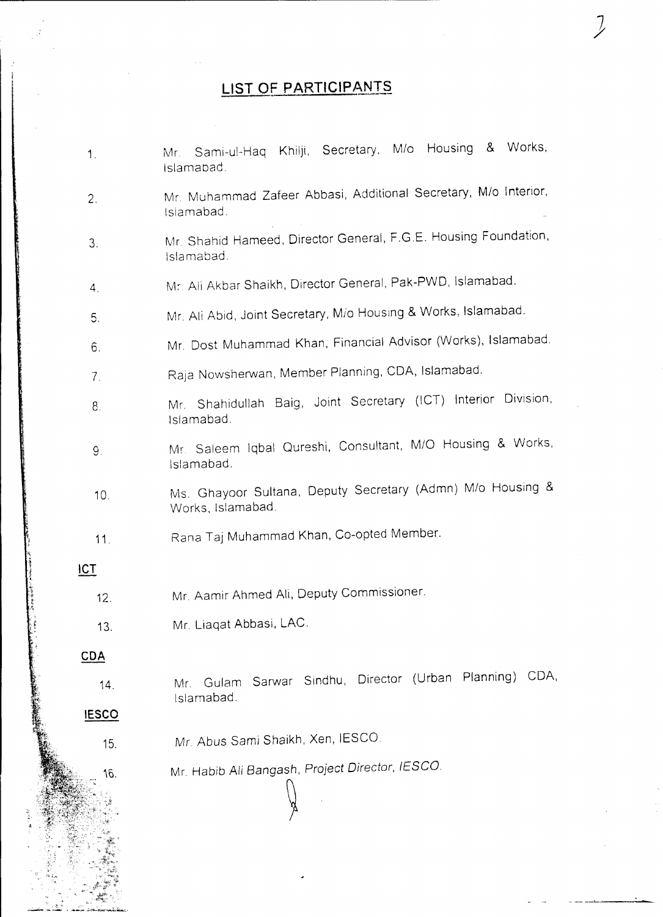## LIST OF PARTICIPANTS

1. Mr. Sami-ul-Haq Khilji, Secretary, M/o Housing & Works, Islamabad.
2. Mr. Muhammad Zafeer Abbasi, Additional Secretary, M/o Interior, Islamabad.
3. Mr. Shahid Hameed, Director General, F.G.E. Housing Foundation, Islamabad.
4. Mr. Ali Akbar Shaikh, Director General, Pak-PWD, Islamabad.
5. Mr. Ali Abid, Joint Secretary, M/o Housing & Works, Islamabad.
6. Mr. Dost Muhammad Khan, Financial Advisor (Works), Islamabad.
7. Raja Nowsherwan, Member Planning, CDA, Islamabad.
8. Mr. Shahidullah Baig, Joint Secretary (ICT) Interior Division, Islamabad.
9. Mr. Saleem Iqbal Qureshi, Consultant, M/O Housing & Works, Islamabad.
10. Ms. Ghayoor Sultana, Deputy Secretary (Admn) M/o Housing & Works, Islamabad.
11. Rana Taj Muhammad Khan, Co-opted Member.

**ICT**

12. Mr. Aamir Ahmed Ali, Deputy Commissioner.
13. Mr. Liaqat Abbasi, LAC.

**CDA**

14. Mr. Gulam Sarwar Sindhu, Director (Urban Planning) CDA, Islamabad.

**IESCO**

15. Mr. Abus Sami Shaikh, Xen, IESCO.
16. Mr. Habib Ali Bangash, Project Director, IESCO.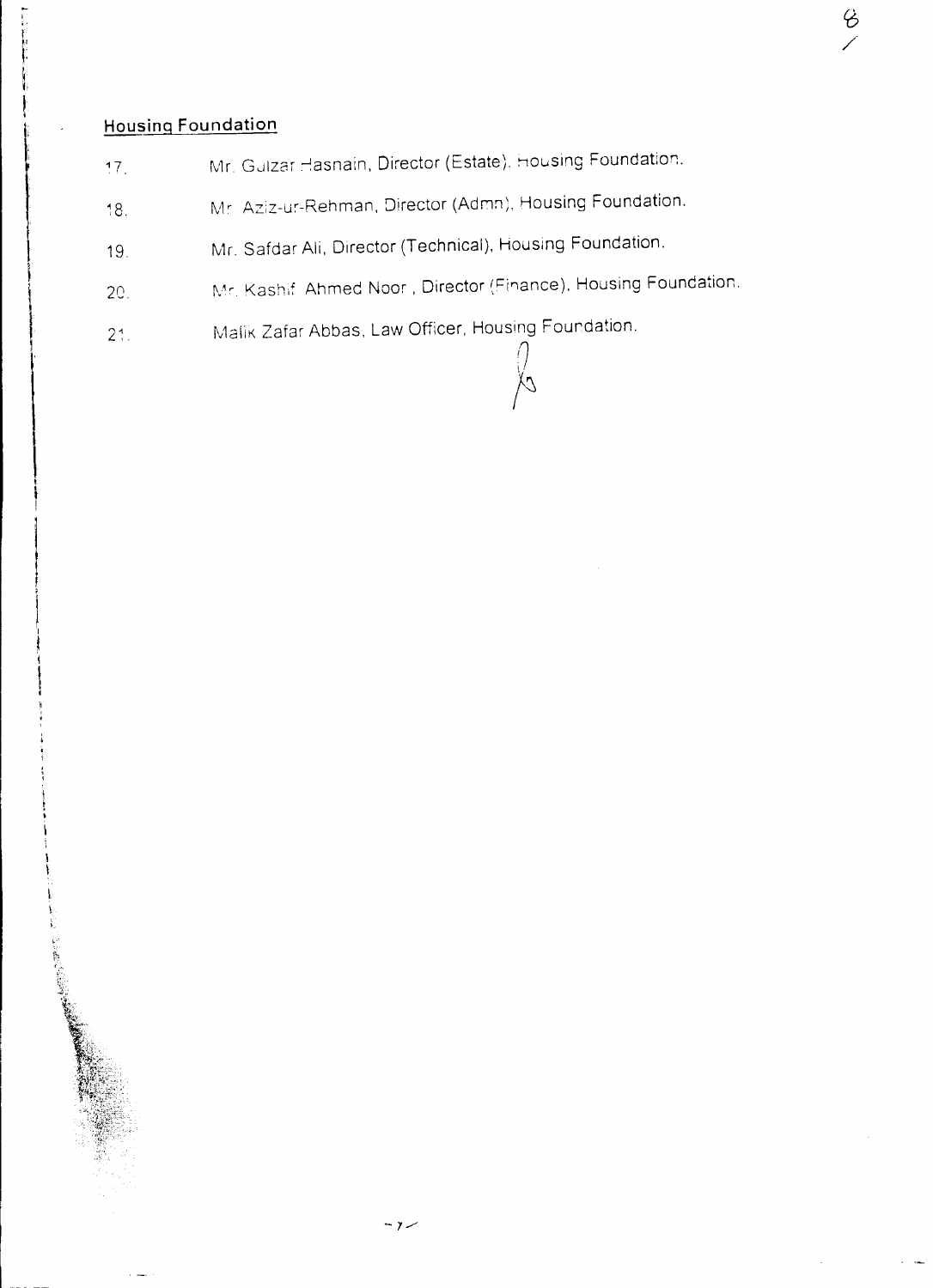## Housing Foundation

17. Mr. Gulzar Hasnain, Director (Estate), Housing Foundation.
18. Mr. Aziz-ur-Rehman, Director (Admn), Housing Foundation.
19. Mr. Safdar Ali, Director (Technical), Housing Foundation.
20. Mr. Kashif Ahmed Noor , Director (Finance), Housing Foundation.
21. Malik Zafar Abbas, Law Officer, Housing Foundation.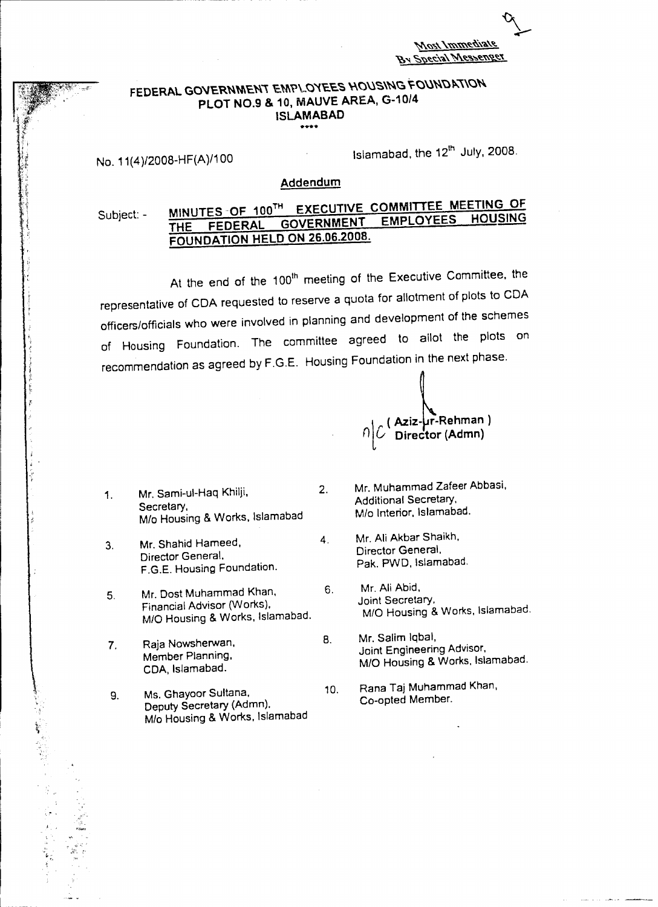Most Immediate
By Special Messenger

# FEDERAL GOVERNMENT EMPLOYEES HOUSING FOUNDATION
## PLOT NO.9 & 10, MAUVE AREA, G-10/4
## ISLAMABAD

\*\*\*\*

No. 11(4)/2008-HF(A)/100 Islamabad, the 12th July, 2008.

**Addendum**

Subject: - **MINUTES OF 100TH EXECUTIVE COMMITTEE MEETING OF THE FEDERAL GOVERNMENT EMPLOYEES HOUSING FOUNDATION HELD ON 26.06.2008.**

At the end of the 100th meeting of the Executive Committee, the representative of CDA requested to reserve a quota for allotment of plots to CDA officers/officials who were involved in planning and development of the schemes of Housing Foundation. The committee agreed to allot the plots on recommendation as agreed by F.G.E. Housing Foundation in the next phase.

**( Aziz-ur-Rehman )**
**Director (Admn)**

1. Mr. Sami-ul-Haq Khilji, Secretary, M/o Housing & Works, Islamabad
2. Mr. Muhammad Zafeer Abbasi, Additional Secretary, M/o Interior, Islamabad.
3. Mr. Shahid Hameed, Director General, F.G.E. Housing Foundation.
4. Mr. Ali Akbar Shaikh, Director General, Pak. PWD, Islamabad.
5. Mr. Dost Muhammad Khan, Financial Advisor (Works), M/O Housing & Works, Islamabad.
6. Mr. Ali Abid, Joint Secretary, M/O Housing & Works, Islamabad.
7. Raja Nowsherwan, Member Planning, CDA, Islamabad.
8. Mr. Salim Iqbal, Joint Engineering Advisor, M/O Housing & Works, Islamabad.
9. Ms. Ghayoor Sultana, Deputy Secretary (Admn), M/o Housing & Works, Islamabad
10. Rana Taj Muhammad Khan, Co-opted Member.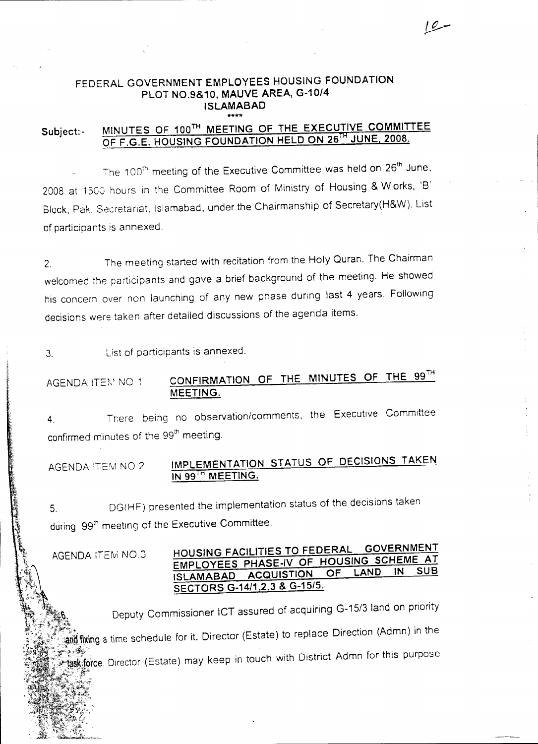## FEDERAL GOVERNMENT EMPLOYEES HOUSING FOUNDATION
## PLOT NO.9&10, MAUVE AREA, G-10/4
## ISLAMABAD

\*\*\*\*

**Subject:- <u>MINUTES OF 100TH MEETING OF THE EXECUTIVE COMMITTEE OF F.G.E. HOUSING FOUNDATION HELD ON 26TH JUNE, 2008.</u>**

The 100th meeting of the Executive Committee was held on 26th June, 2008 at 1500 hours in the Committee Room of Ministry of Housing & Works, 'B' Block, Pak. Secretariat, Islamabad, under the Chairmanship of Secretary(H&W). List of participants is annexed.

2. The meeting started with recitation from the Holy Quran. The Chairman welcomed the participants and gave a brief background of the meeting. He showed his concern over non launching of any new phase during last 4 years. Following decisions were taken after detailed discussions of the agenda items.

3. List of participants is annexed.

AGENDA ITEM NO 1 **<u>CONFIRMATION OF THE MINUTES OF THE 99TH MEETING.</u>**

4. There being no observation/comments, the Executive Committee confirmed minutes of the 99th meeting.

AGENDA ITEM NO.2 **<u>IMPLEMENTATION STATUS OF DECISIONS TAKEN IN 99TH MEETING.</u>**

5. DG(HF) presented the implementation status of the decisions taken during 99th meeting of the Executive Committee.

AGENDA ITEM NO.3 **<u>HOUSING FACILITIES TO FEDERAL GOVERNMENT EMPLOYEES PHASE-IV OF HOUSING SCHEME AT ISLAMABAD ACQUISTION OF LAND IN SUB SECTORS G-14/1,2,3 & G-15/5.</u>**

6. Deputy Commissioner ICT assured of acquiring G-15/3 land on priority and fixing a time schedule for it. Director (Estate) to replace Direction (Admn) in the task force. Director (Estate) may keep in touch with District Admn for this purpose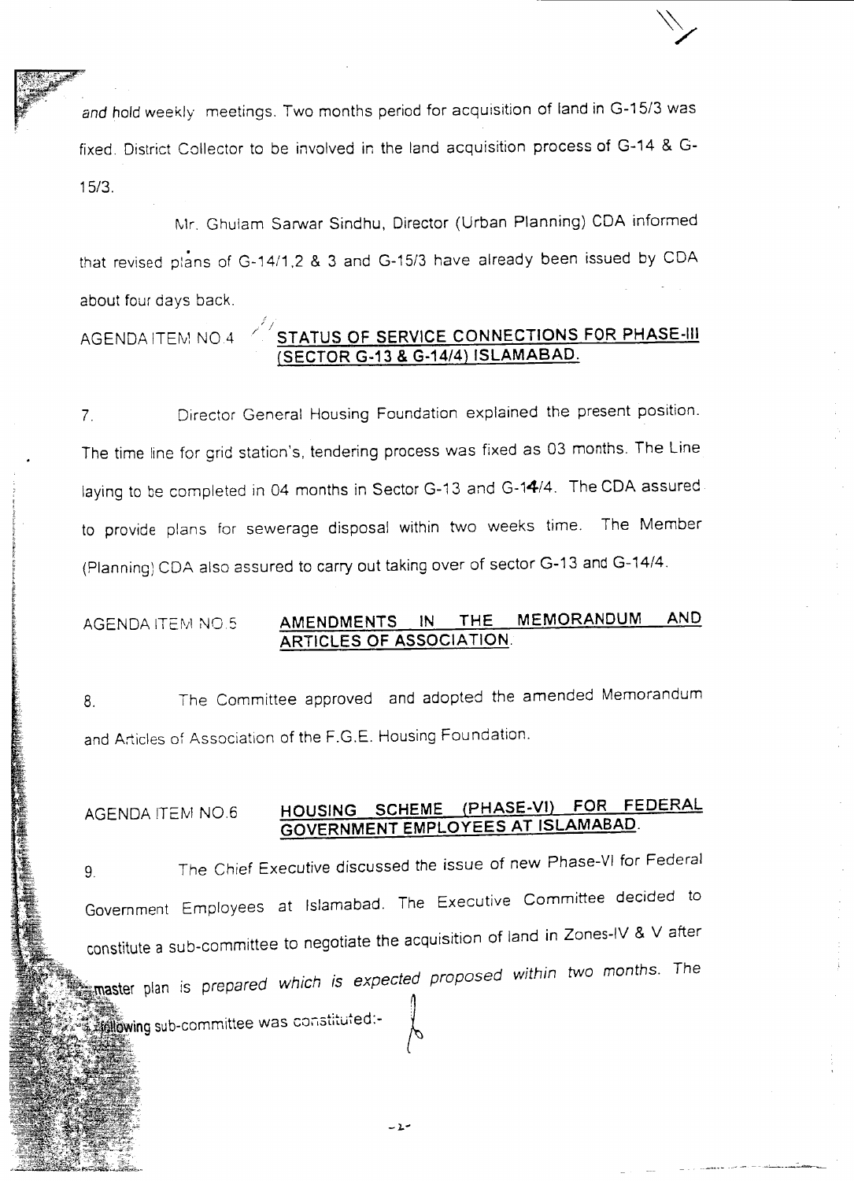and hold weekly meetings. Two months period for acquisition of land in G-15/3 was fixed. District Collector to be involved in the land acquisition process of G-14 & G-15/3.

Mr. Ghulam Sarwar Sindhu, Director (Urban Planning) CDA informed that revised plans of G-14/1,2 & 3 and G-15/3 have already been issued by CDA about four days back.

AGENDA ITEM NO.4 **STATUS OF SERVICE CONNECTIONS FOR PHASE-III (SECTOR G-13 & G-14/4) ISLAMABAD.**

7. Director General Housing Foundation explained the present position. The time line for grid station's, tendering process was fixed as 03 months. The Line laying to be completed in 04 months in Sector G-13 and G-14/4. The CDA assured to provide plans for sewerage disposal within two weeks time. The Member (Planning) CDA also assured to carry out taking over of sector G-13 and G-14/4.

AGENDA ITEM NO.5 **AMENDMENTS IN THE MEMORANDUM AND ARTICLES OF ASSOCIATION.**

8. The Committee approved and adopted the amended Memorandum and Articles of Association of the F.G.E. Housing Foundation.

AGENDA ITEM NO.6 **HOUSING SCHEME (PHASE-VI) FOR FEDERAL GOVERNMENT EMPLOYEES AT ISLAMABAD.**

9. The Chief Executive discussed the issue of new Phase-VI for Federal Government Employees at Islamabad. The Executive Committee decided to constitute a sub-committee to negotiate the acquisition of land in Zones-IV & V after master plan is prepared which is expected proposed within two months. The following sub-committee was constituted:-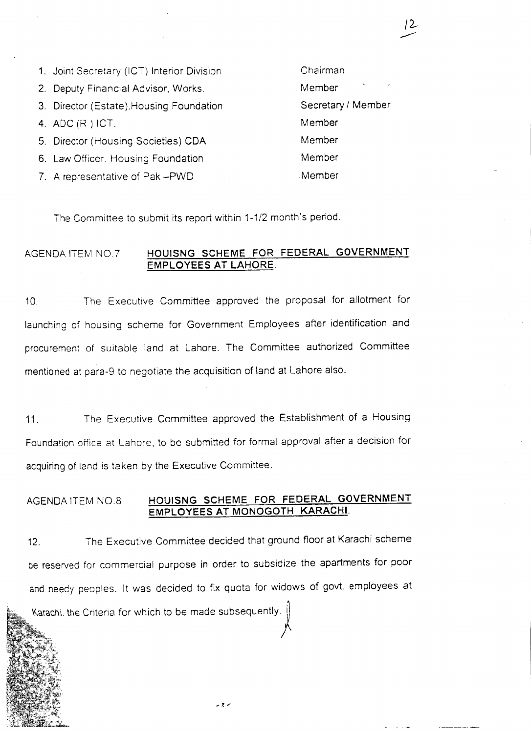| | |
|---|---|
| 1. Joint Secretary (ICT) Interior Division | Chairman |
| 2. Deputy Financial Advisor, Works. | Member |
| 3. Director (Estate).Housing Foundation | Secretary / Member |
| 4. ADC (R ) ICT. | Member |
| 5. Director (Housing Societies) CDA | Member |
| 6. Law Officer, Housing Foundation | Member |
| 7. A representative of Pak –PWD | Member |

The Committee to submit its report within 1-1/2 month's period.

AGENDA ITEM NO.7 **HOUISNG SCHEME FOR FEDERAL GOVERNMENT EMPLOYEES AT LAHORE.**

10. The Executive Committee approved the proposal for allotment for launching of housing scheme for Government Employees after identification and procurement of suitable land at Lahore. The Committee authorized Committee mentioned at para-9 to negotiate the acquisition of land at Lahore also.

11. The Executive Committee approved the Establishment of a Housing Foundation office at Lahore, to be submitted for formal approval after a decision for acquiring of land is taken by the Executive Committee.

AGENDA ITEM NO.8 **HOUISNG SCHEME FOR FEDERAL GOVERNMENT EMPLOYEES AT MONOGOTH KARACHI.**

12. The Executive Committee decided that ground floor at Karachi scheme be reserved for commercial purpose in order to subsidize the apartments for poor and needy peoples. It was decided to fix quota for widows of govt. employees at Karachi. the Criteria for which to be made subsequently.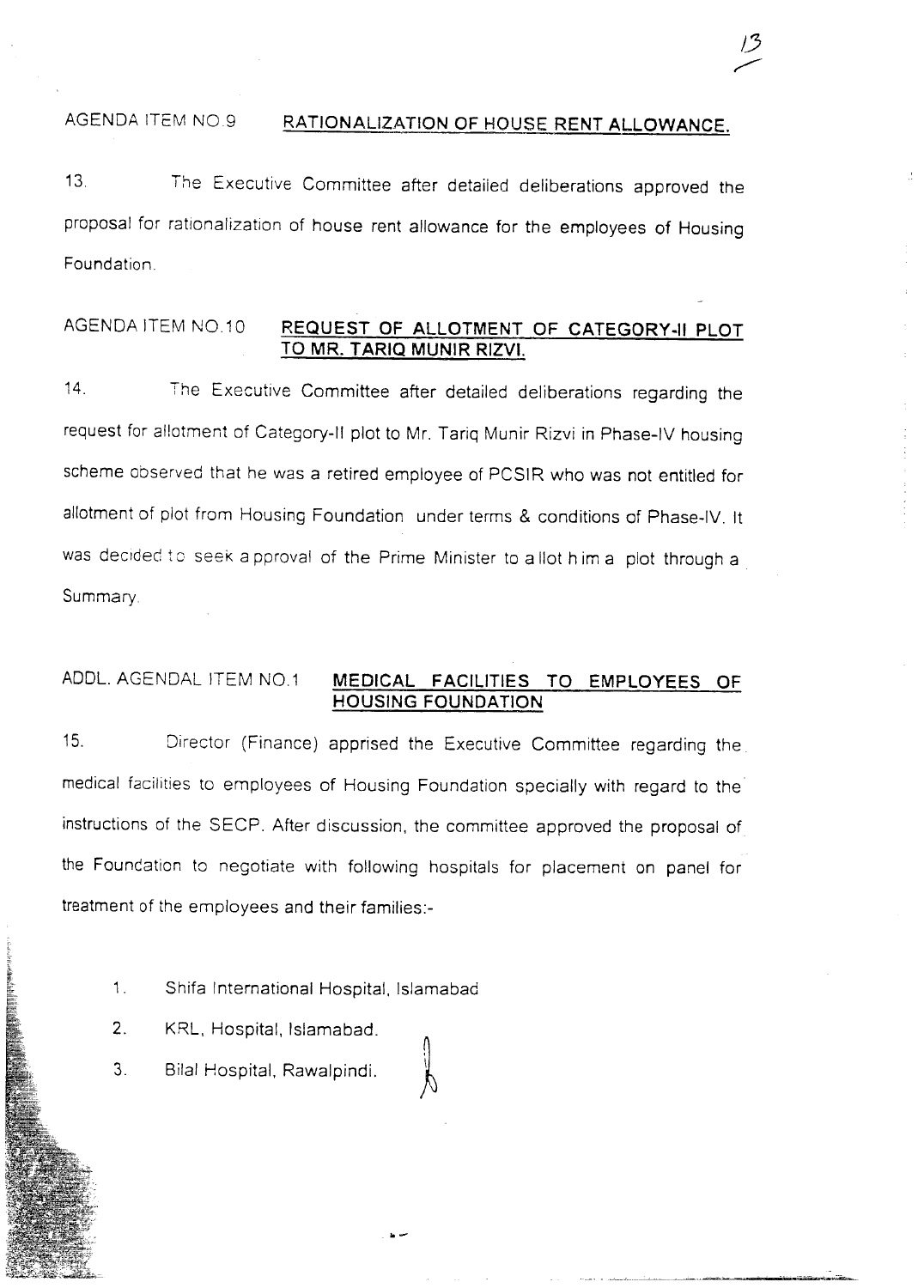AGENDA ITEM NO.9 **RATIONALIZATION OF HOUSE RENT ALLOWANCE.**

13. The Executive Committee after detailed deliberations approved the proposal for rationalization of house rent allowance for the employees of Housing Foundation.

AGENDA ITEM NO.10 **REQUEST OF ALLOTMENT OF CATEGORY-II PLOT TO MR. TARIQ MUNIR RIZVI.**

14. The Executive Committee after detailed deliberations regarding the request for allotment of Category-II plot to Mr. Tariq Munir Rizvi in Phase-IV housing scheme observed that he was a retired employee of PCSIR who was not entitled for allotment of plot from Housing Foundation under terms & conditions of Phase-IV. It was decided to seek approval of the Prime Minister to allot him a plot through a Summary.

ADDL. AGENDAL ITEM NO.1 **MEDICAL FACILITIES TO EMPLOYEES OF HOUSING FOUNDATION**

15. Director (Finance) apprised the Executive Committee regarding the medical facilities to employees of Housing Foundation specially with regard to the instructions of the SECP. After discussion, the committee approved the proposal of the Foundation to negotiate with following hospitals for placement on panel for treatment of the employees and their families:-

1. Shifa International Hospital, Islamabad
2. KRL, Hospital, Islamabad.
3. Bilal Hospital, Rawalpindi.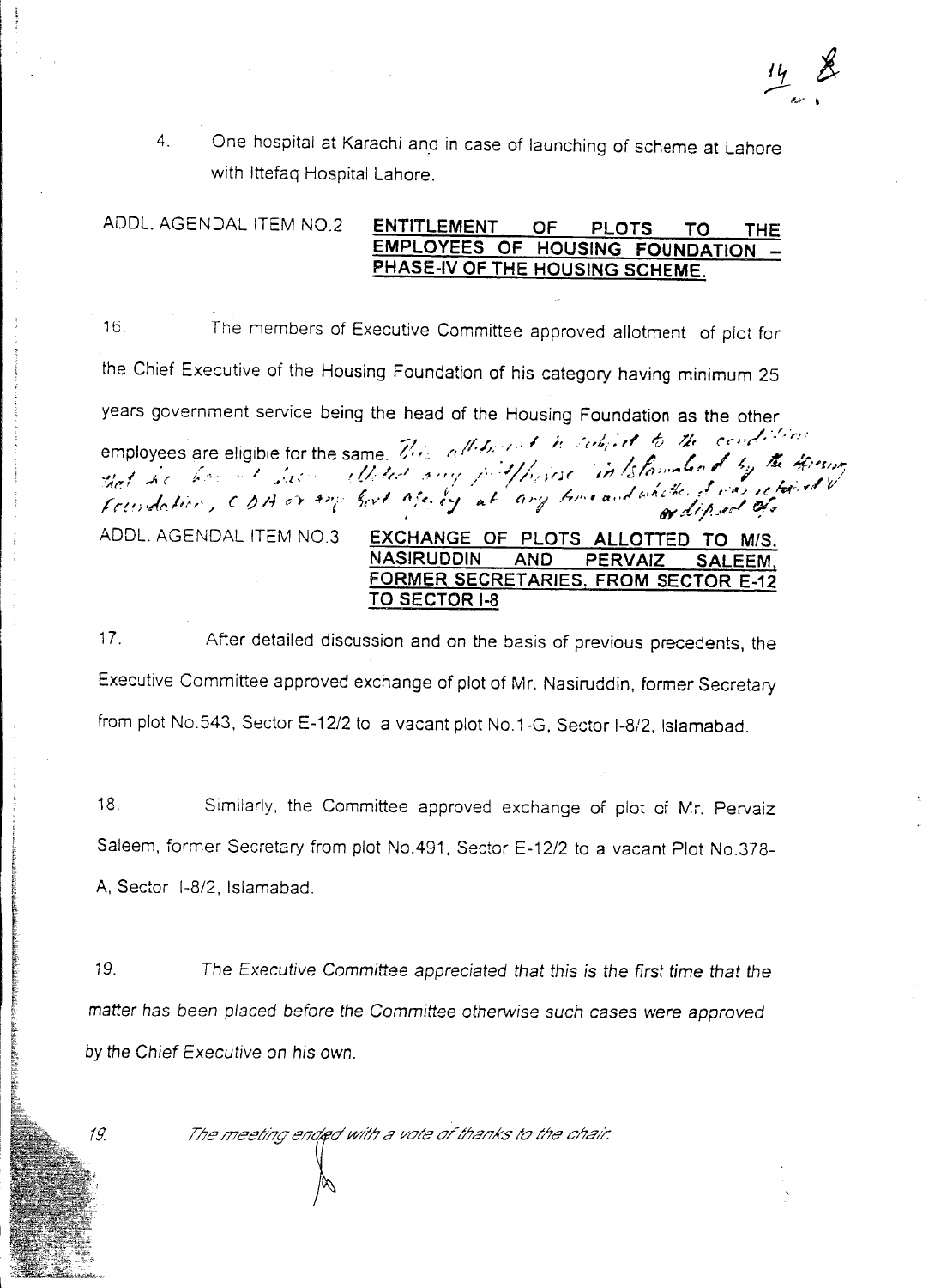4. One hospital at Karachi and in case of launching of scheme at Lahore with Ittefaq Hospital Lahore.

ADDL. AGENDAL ITEM NO.2 **ENTITLEMENT OF PLOTS TO THE EMPLOYEES OF HOUSING FOUNDATION – PHASE-IV OF THE HOUSING SCHEME.**

16. The members of Executive Committee approved allotment of plot for the Chief Executive of the Housing Foundation of his category having minimum 25 years government service being the head of the Housing Foundation as the other employees are eligible for the same. *This allotment is subject to the condition that he has not been allotted any plot/house in Islamabad by the Housing Foundation, CDA or any Govt Agency at any time and whether it was retained or disposed of.*

ADDL. AGENDAL ITEM NO.3 **EXCHANGE OF PLOTS ALLOTTED TO M/S. NASIRUDDIN AND PERVAIZ SALEEM, FORMER SECRETARIES, FROM SECTOR E-12 TO SECTOR I-8**

17. After detailed discussion and on the basis of previous precedents, the Executive Committee approved exchange of plot of Mr. Nasiruddin, former Secretary from plot No.543, Sector E-12/2 to a vacant plot No.1-G, Sector I-8/2, Islamabad.

18. Similarly, the Committee approved exchange of plot of Mr. Pervaiz Saleem, former Secretary from plot No.491, Sector E-12/2 to a vacant Plot No.378-A, Sector I-8/2, Islamabad.

19. *The Executive Committee appreciated that this is the first time that the matter has been placed before the Committee otherwise such cases were approved by the Chief Executive on his own.*

*19. The meeting ended with a vote of thanks to the chair.*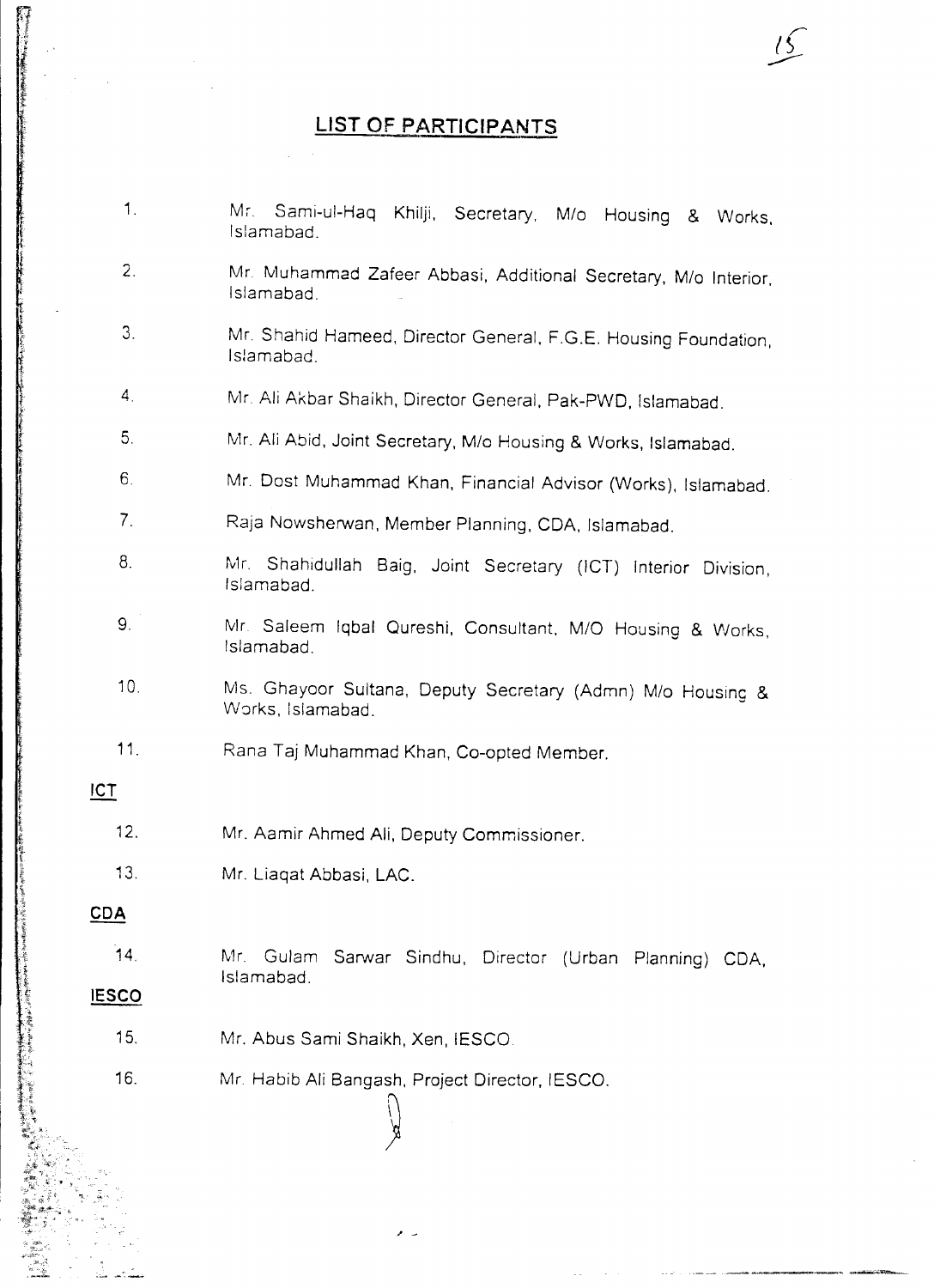## LIST OF PARTICIPANTS

1. Mr. Sami-ul-Haq Khilji, Secretary, M/o Housing & Works, Islamabad.
2. Mr. Muhammad Zafeer Abbasi, Additional Secretary, M/o Interior, Islamabad.
3. Mr. Shahid Hameed, Director General, F.G.E. Housing Foundation, Islamabad.
4. Mr. Ali Akbar Shaikh, Director General, Pak-PWD, Islamabad.
5. Mr. Ali Abid, Joint Secretary, M/o Housing & Works, Islamabad.
6. Mr. Dost Muhammad Khan, Financial Advisor (Works), Islamabad.
7. Raja Nowsherwan, Member Planning, CDA, Islamabad.
8. Mr. Shahidullah Baig, Joint Secretary (ICT) Interior Division, Islamabad.
9. Mr. Saleem Iqbal Qureshi, Consultant, M/O Housing & Works, Islamabad.
10. Ms. Ghayoor Sultana, Deputy Secretary (Admn) M/o Housing & Works, Islamabad.
11. Rana Taj Muhammad Khan, Co-opted Member.

**ICT**

12. Mr. Aamir Ahmed Ali, Deputy Commissioner.
13. Mr. Liaqat Abbasi, LAC.

**CDA**

14. Mr. Gulam Sarwar Sindhu, Director (Urban Planning) CDA, Islamabad.

**IESCO**

15. Mr. Abus Sami Shaikh, Xen, IESCO.
16. Mr. Habib Ali Bangash, Project Director, IESCO.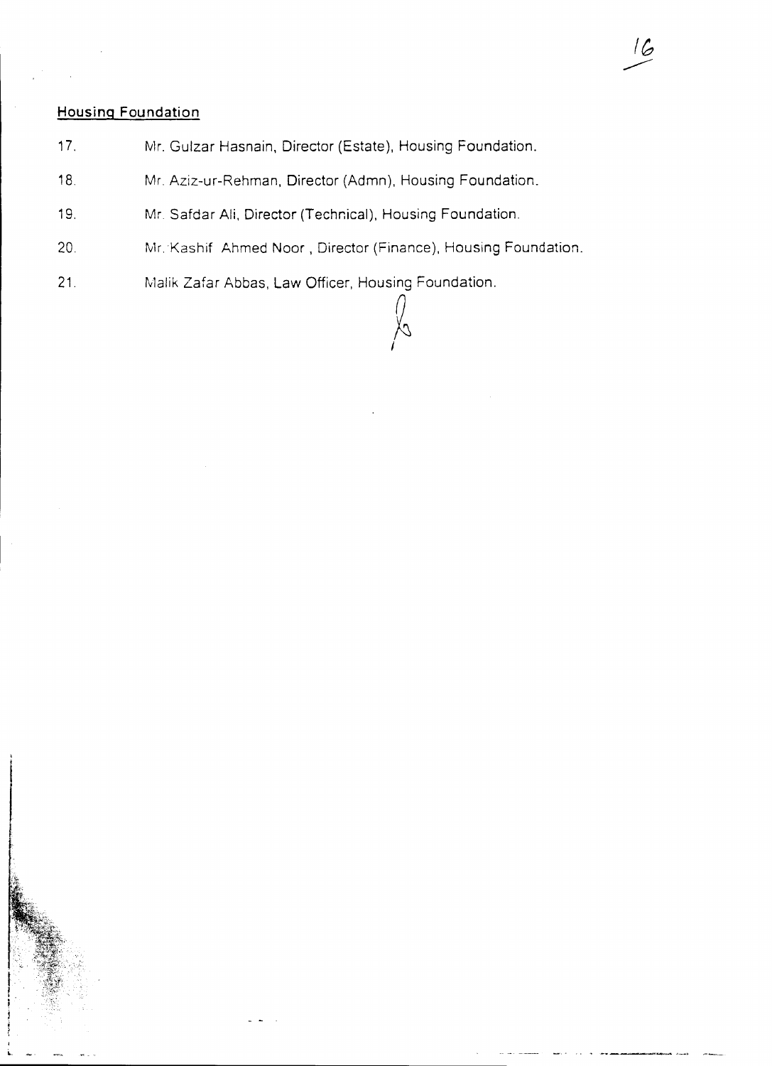**Housing Foundation**

17. Mr. Gulzar Hasnain, Director (Estate), Housing Foundation.
18. Mr. Aziz-ur-Rehman, Director (Admn), Housing Foundation.
19. Mr. Safdar Ali, Director (Technical), Housing Foundation.
20. Mr. Kashif Ahmed Noor , Director (Finance), Housing Foundation.
21. Malik Zafar Abbas, Law Officer, Housing Foundation.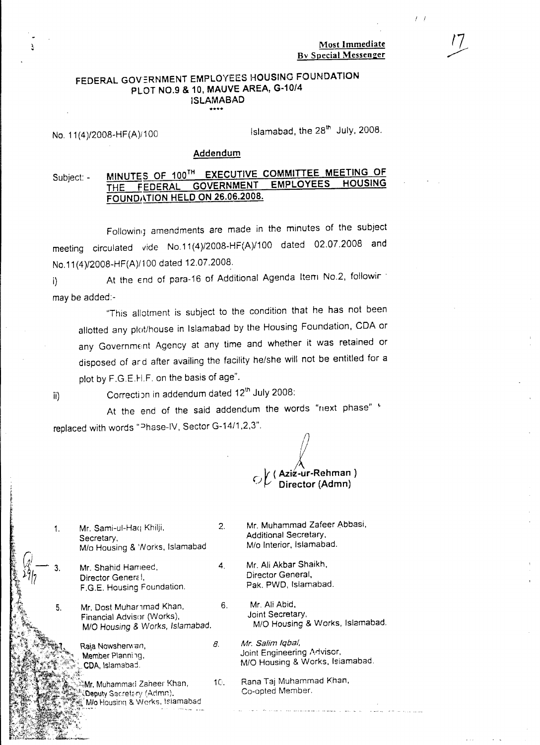**Most Immediate**
**By Special Messenger**

## FEDERAL GOVERNMENT EMPLOYEES HOUSING FOUNDATION
## PLOT NO.9 & 10, MAUVE AREA, G-10/4
## ISLAMABAD

No. 11(4)/2008-HF(A)/100

Islamabad, the 28th July, 2008.

### Addendum

Subject: - **MINUTES OF 100TH EXECUTIVE COMMITTEE MEETING OF THE FEDERAL GOVERNMENT EMPLOYEES HOUSING FOUNDATION HELD ON 26.06.2008.**

Following amendments are made in the minutes of the subject meeting circulated vide No.11(4)/2008-HF(A)/100 dated 02.07.2008 and No.11(4)/2008-HF(A)/100 dated 12.07.2008.

i) At the end of para-16 of Additional Agenda Item No.2, followir may be added:-

"This allotment is subject to the condition that he has not been allotted any plot/house in Islamabad by the Housing Foundation, CDA or any Government Agency at any time and whether it was retained or disposed of and after availing the facility he/she will not be entitled for a plot by F.G.E.H.F. on the basis of age".

ii) Correction in addendum dated 12th July 2008:

At the end of the said addendum the words "next phase" replaced with words "Phase-IV, Sector G-14/1,2,3".

**( Aziz-ur-Rehman )**
**Director (Admn)**

1. Mr. Sami-ul-Haq Khilji, Secretary, M/o Housing & Works, Islamabad
2. Mr. Muhammad Zafeer Abbasi, Additional Secretary, M/o Interior, Islamabad.
3. Mr. Shahid Hameed, Director General, F.G.E. Housing Foundation.
4. Mr. Ali Akbar Shaikh, Director General, Pak. PWD, Islamabad.
5. Mr. Dost Muhammad Khan, Financial Advisor (Works), M/O Housing & Works, Islamabad.
6. Mr. Ali Abid, Joint Secretary, M/O Housing & Works, Islamabad.
7. Raja Nowsherwan, Member Planning, CDA, Islamabad.
8. Mr. Salim Iqbal, Joint Engineering Advisor, M/O Housing & Works, Islamabad.
9. Mr. Muhammad Zaheer Khan, Deputy Secretary (Admn), M/o Housing & Works, Islamabad
10. Rana Taj Muhammad Khan, Co-opted Member.